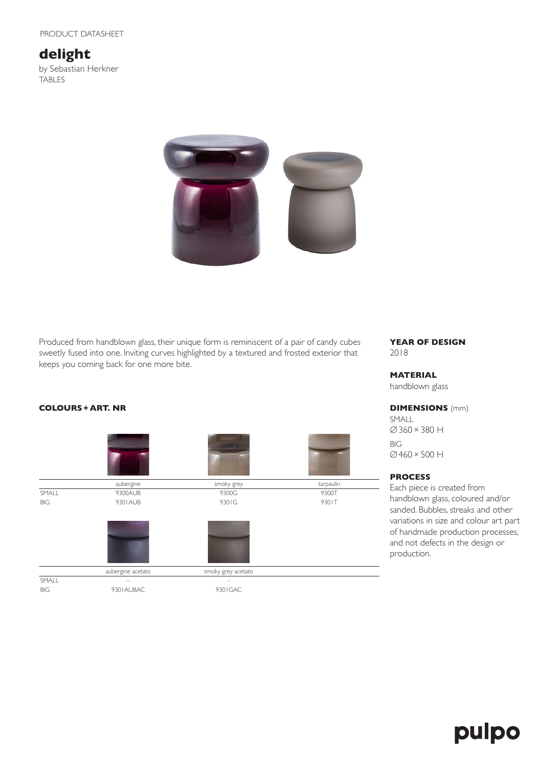PRODUCT DATASHEET

# delight

by Sebastian Herkner
TABLES

Produced from handblown glass, their unique form is reminiscent of a pair of candy cubes sweetly fused into one. Inviting curves highlighted by a textured and frosted exterior that keeps you coming back for one more bite.

### COLOURS + ART. NR

| | aubergine | smoky grey | tarpaulin |
|---|---|---|---|
| SMALL | 9300AUB | 9300G | 9300T |
| BIG | 9301AUB | 9301G | 9301T |

| | aubergine acetato | smoky grey acetato |
|---|---|---|
| SMALL | – | – |
| BIG | 9301AUBAC | 9301GAC |

### YEAR OF DESIGN

2018

### MATERIAL

handblown glass

### DIMENSIONS (mm)

SMALL
Ø 360 × 380 H

BIG
Ø 460 × 500 H

### PROCESS

Each piece is created from handblown glass, coloured and/or sanded. Bubbles, streaks and other variations in size and colour art part of handmade production processes, and not defects in the design or production.

pulpo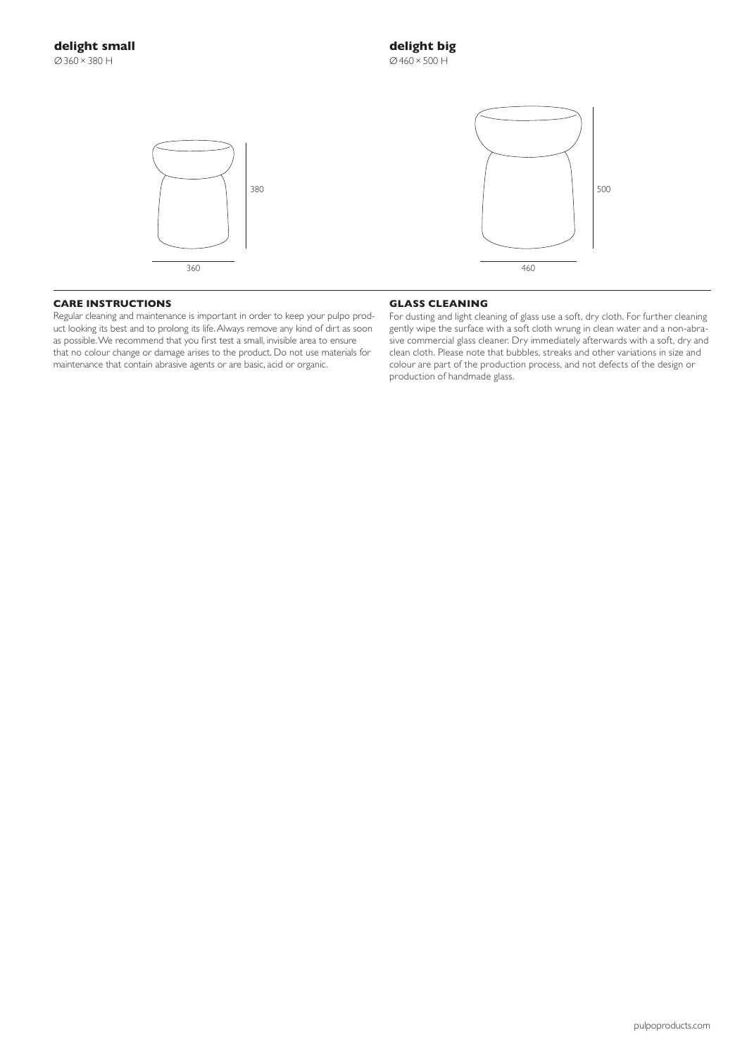## delight small

∅ 360 × 380 H

380

360

## delight big

∅ 460 × 500 H

500

460

### CARE INSTRUCTIONS

Regular cleaning and maintenance is important in order to keep your pulpo product looking its best and to prolong its life. Always remove any kind of dirt as soon as possible. We recommend that you first test a small, invisible area to ensure that no colour change or damage arises to the product. Do not use materials for maintenance that contain abrasive agents or are basic, acid or organic.

### GLASS CLEANING

For dusting and light cleaning of glass use a soft, dry cloth. For further cleaning gently wipe the surface with a soft cloth wrung in clean water and a non-abrasive commercial glass cleaner. Dry immediately afterwards with a soft, dry and clean cloth. Please note that bubbles, streaks and other variations in size and colour are part of the production process, and not defects of the design or production of handmade glass.

pulpoproducts.com